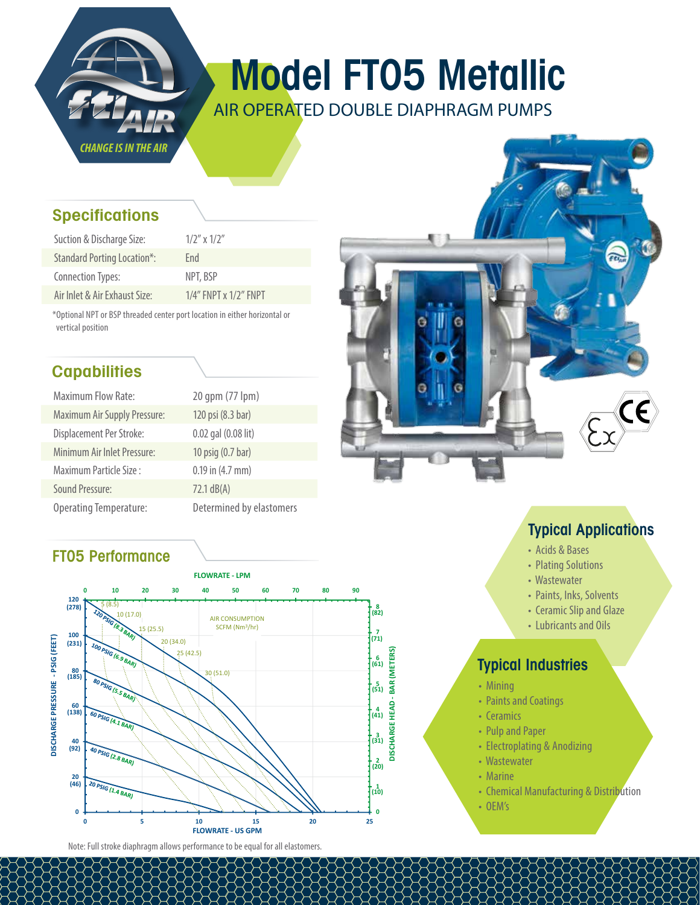# Model FT05 Metallic

AIR OPERATED DOUBLE DIAPHRAGM PUMPS

CHANGE IS IN THE AIR

## Specifications

| | |
|---|---|
| Suction & Discharge Size: | 1/2" x 1/2" |
| Standard Porting Location*: | End |
| Connection Types: | NPT, BSP |
| Air Inlet & Air Exhaust Size: | 1/4" FNPT x 1/2" FNPT |

*Optional NPT or BSP threaded center port location in either horizontal or vertical position

## Capabilities

| | |
|---|---|
| Maximum Flow Rate: | 20 gpm (77 lpm) |
| Maximum Air Supply Pressure: | 120 psi (8.3 bar) |
| Displacement Per Stroke: | 0.02 gal (0.08 lit) |
| Minimum Air Inlet Pressure: | 10 psig (0.7 bar) |
| Maximum Particle Size : | 0.19 in (4.7 mm) |
| Sound Pressure: | 72.1 dB(A) |
| Operating Temperature: | Determined by elastomers |

## FT05 Performance

FLOWRATE - LPM

AIR CONSUMPTION SCFM (Nm³/hr): 5 (8.5), 10 (17.0), 15 (25.5), 20 (34.0), 25 (42.5), 30 (51.0)

Curves: 120 PSIG (8.3 BAR), 100 PSIG (6.9 BAR), 80 PSIG (5.5 BAR), 60 PSIG (4.1 BAR), 40 PSIG (2.8 BAR), 20 PSIG (1.4 BAR)

DISCHARGE PRESSURE - PSIG (FEET) | DISCHARGE HEAD - BAR (METERS) | FLOWRATE - US GPM

Note: Full stroke diaphragm allows performance to be equal for all elastomers.

## Typical Applications

- Acids & Bases
- Plating Solutions
- Wastewater
- Paints, Inks, Solvents
- Ceramic Slip and Glaze
- Lubricants and Oils

## Typical Industries

- Mining
- Paints and Coatings
- Ceramics
- Pulp and Paper
- Electroplating & Anodizing
- Wastewater
- Marine
- Chemical Manufacturing & Distribution
- OEM's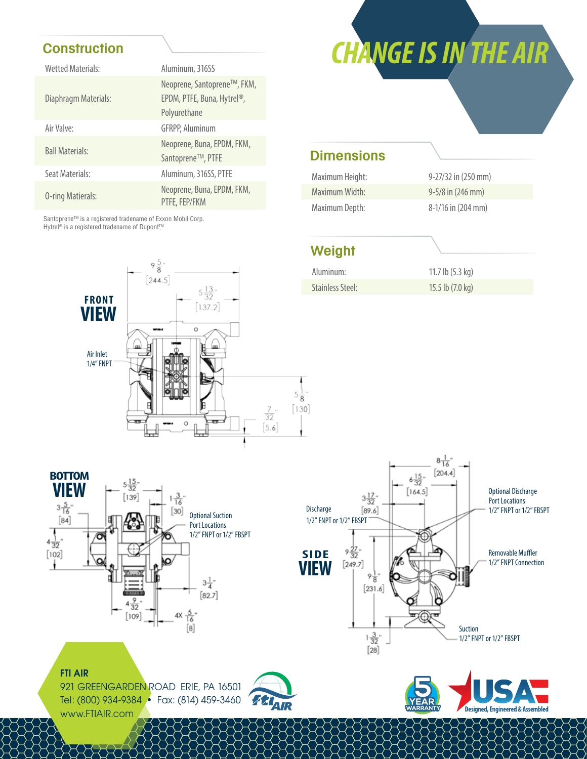# CHANGE IS IN THE AIR

## Construction

| | |
|---|---|
| Wetted Materials: | Aluminum, 316SS |
| Diaphragm Materials: | Neoprene, Santoprene™, FKM, EPDM, PTFE, Buna, Hytrel®, Polyurethane |
| Air Valve: | GFRPP, Aluminum |
| Ball Materials: | Neoprene, Buna, EPDM, FKM, Santoprene™, PTFE |
| Seat Materials: | Aluminum, 316SS, PTFE |
| O-ring Matierials: | Neoprene, Buna, EPDM, FKM, PTFE, FEP/FKM |

Santoprene™ is a registered tradename of Exxon Mobil Corp.
Hytrel® is a registered tradename of Dupont™

## Dimensions

| | |
|---|---|
| Maximum Height: | 9-27/32 in (250 mm) |
| Maximum Width: | 9-5/8 in (246 mm) |
| Maximum Depth: | 8-1/16 in (204 mm) |

## Weight

| | |
|---|---|
| Aluminum: | 11.7 lb (5.3 kg) |
| Stainless Steel: | 15.5 lb (7.0 kg) |

**FRONT VIEW**

9 5/8" [244.5]
5 13/32" [137.2]
Air Inlet 1/4" FNPT
5 1/8" [130]
7/32" [5.6]

**BOTTOM VIEW**

5 15/32" [139]
1 3/16" [30]
3 5/16" [84]
4 1/32" [102]
Optional Suction Port Locations 1/2" FNPT or 1/2" FBSPT
3 1/4" [82.7]
4 9/32" [109]
4X 5/16" [8]

**SIDE VIEW**

8 1/16" [204.4]
6 15/32" [164.5]
3 17/32" [89.6]
Discharge 1/2" FNPT or 1/2" FBSPT
Optional Discharge Port Locations 1/2" FNPT or 1/2" FBSPT
9 27/32" [249.7]
9 1/8" [231.6]
Removable Muffler 1/2" FNPT Connection
Suction 1/2" FNPT or 1/2" FBSPT
1 3/32" [28]

**FTI AIR**
921 GREENGARDEN ROAD ERIE, PA 16501
Tel: (800) 934-9384 • Fax: (814) 459-3460
www.FTIAIR.com

5 YEAR WARRANTY

USA Designed, Engineered & Assembled